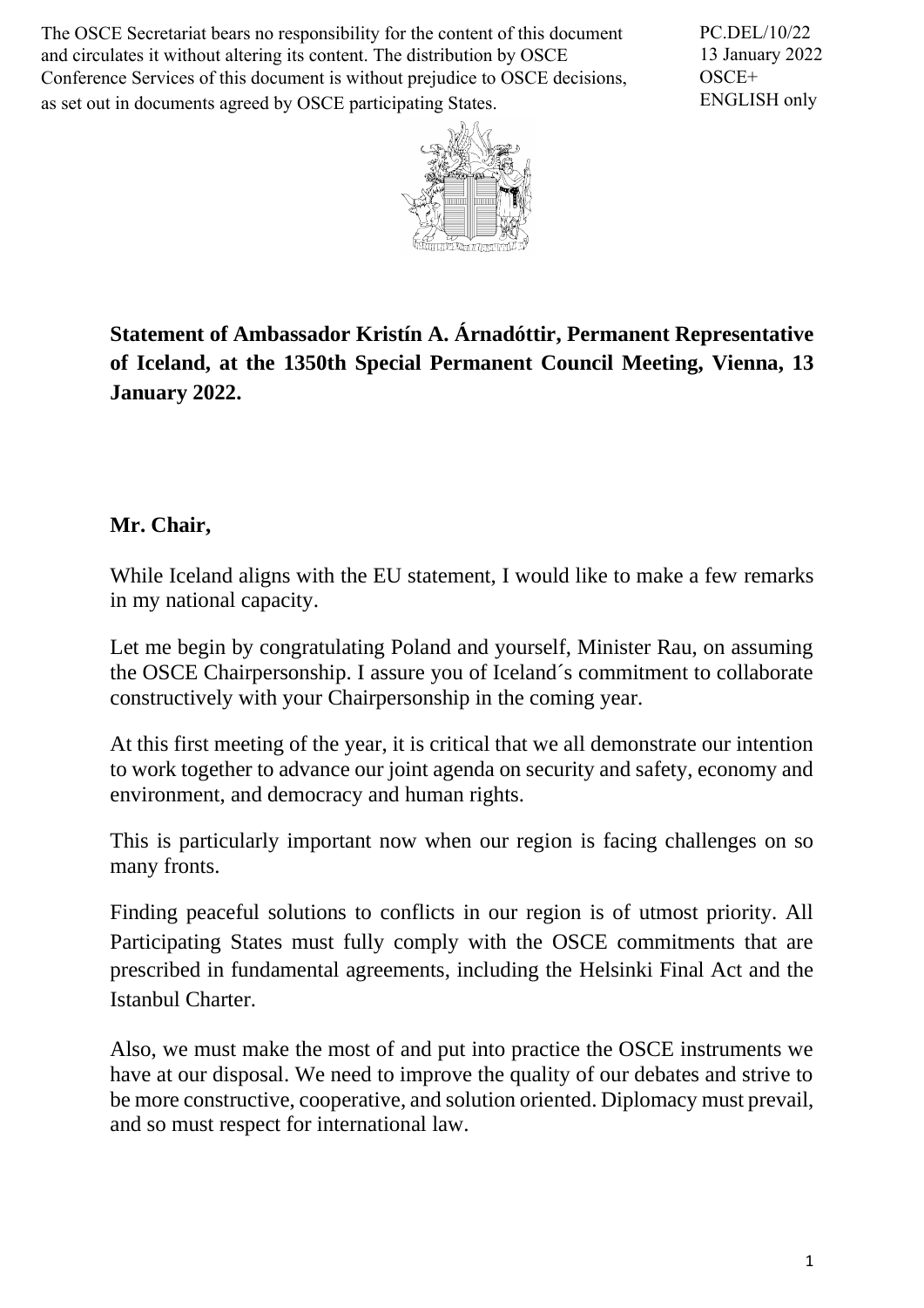The OSCE Secretariat bears no responsibility for the content of this document and circulates it without altering its content. The distribution by OSCE Conference Services of this document is without prejudice to OSCE decisions, as set out in documents agreed by OSCE participating States.

PC.DEL/10/22
13 January 2022
OSCE+
ENGLISH only

**Statement of Ambassador Kristín A. Árnadóttir, Permanent Representative of Iceland, at the 1350th Special Permanent Council Meeting, Vienna, 13 January 2022.**

**Mr. Chair,**

While Iceland aligns with the EU statement, I would like to make a few remarks in my national capacity.

Let me begin by congratulating Poland and yourself, Minister Rau, on assuming the OSCE Chairpersonship. I assure you of Iceland´s commitment to collaborate constructively with your Chairpersonship in the coming year.

At this first meeting of the year, it is critical that we all demonstrate our intention to work together to advance our joint agenda on security and safety, economy and environment, and democracy and human rights.

This is particularly important now when our region is facing challenges on so many fronts.

Finding peaceful solutions to conflicts in our region is of utmost priority. All Participating States must fully comply with the OSCE commitments that are prescribed in fundamental agreements, including the Helsinki Final Act and the Istanbul Charter.

Also, we must make the most of and put into practice the OSCE instruments we have at our disposal. We need to improve the quality of our debates and strive to be more constructive, cooperative, and solution oriented. Diplomacy must prevail, and so must respect for international law.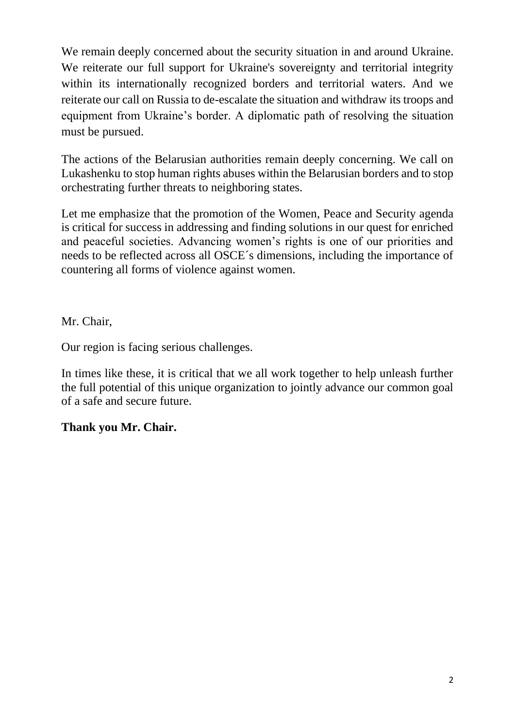We remain deeply concerned about the security situation in and around Ukraine. We reiterate our full support for Ukraine's sovereignty and territorial integrity within its internationally recognized borders and territorial waters. And we reiterate our call on Russia to de-escalate the situation and withdraw its troops and equipment from Ukraine's border. A diplomatic path of resolving the situation must be pursued.

The actions of the Belarusian authorities remain deeply concerning. We call on Lukashenku to stop human rights abuses within the Belarusian borders and to stop orchestrating further threats to neighboring states.

Let me emphasize that the promotion of the Women, Peace and Security agenda is critical for success in addressing and finding solutions in our quest for enriched and peaceful societies. Advancing women's rights is one of our priorities and needs to be reflected across all OSCE´s dimensions, including the importance of countering all forms of violence against women.

Mr. Chair,

Our region is facing serious challenges.

In times like these, it is critical that we all work together to help unleash further the full potential of this unique organization to jointly advance our common goal of a safe and secure future.

**Thank you Mr. Chair.**